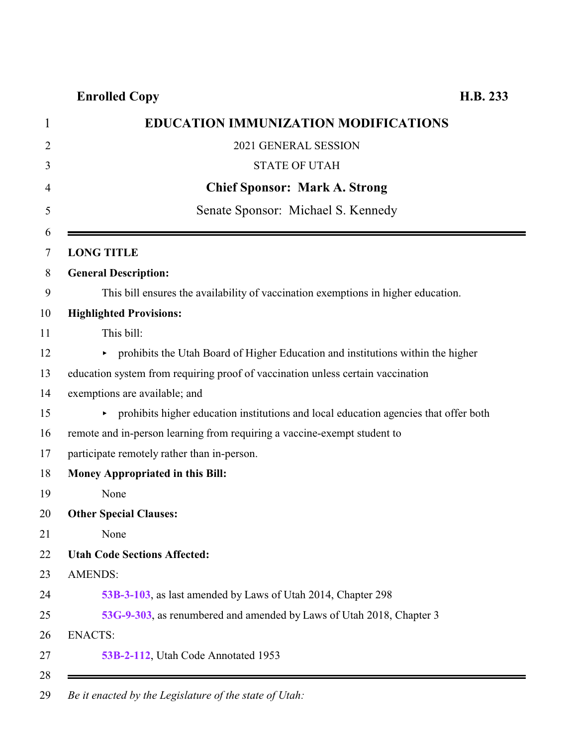**Enrolled Copy** **H.B. 233**

# EDUCATION IMMUNIZATION MODIFICATIONS

2021 GENERAL SESSION

STATE OF UTAH

**Chief Sponsor: Mark A. Strong**

Senate Sponsor: Michael S. Kennedy

---

**LONG TITLE**

**General Description:**

This bill ensures the availability of vaccination exemptions in higher education.

**Highlighted Provisions:**

This bill:

- prohibits the Utah Board of Higher Education and institutions within the higher education system from requiring proof of vaccination unless certain vaccination exemptions are available; and
- prohibits higher education institutions and local education agencies that offer both remote and in-person learning from requiring a vaccine-exempt student to participate remotely rather than in-person.

**Money Appropriated in this Bill:**

None

**Other Special Clauses:**

None

**Utah Code Sections Affected:**

AMENDS:

**53B-3-103**, as last amended by Laws of Utah 2014, Chapter 298

**53G-9-303**, as renumbered and amended by Laws of Utah 2018, Chapter 3

ENACTS:

**53B-2-112**, Utah Code Annotated 1953

---

*Be it enacted by the Legislature of the state of Utah:*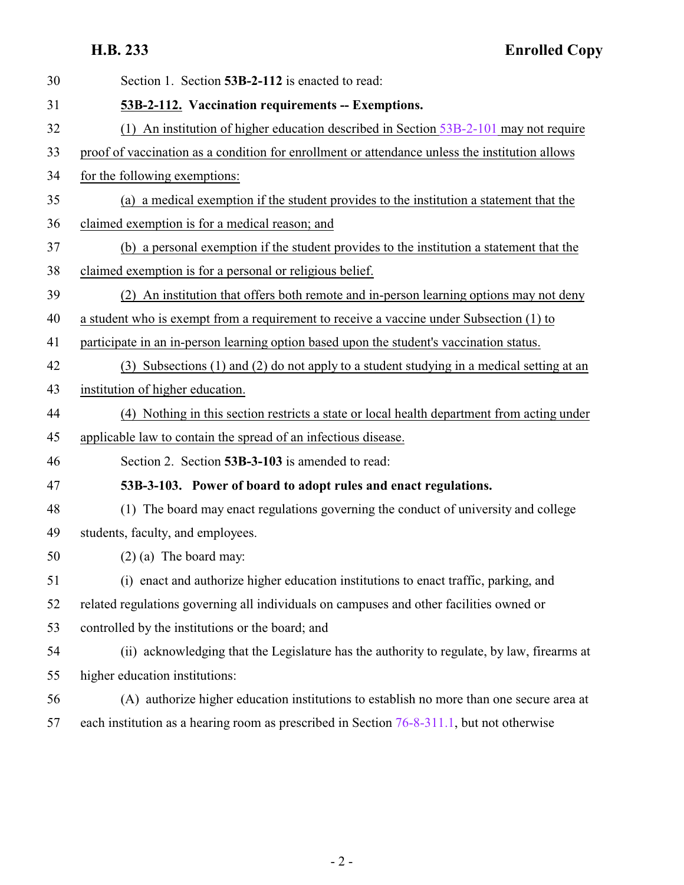Section 1. Section **53B-2-112** is enacted to read:

**53B-2-112. Vaccination requirements -- Exemptions.**

(1) An institution of higher education described in Section 53B-2-101 may not require proof of vaccination as a condition for enrollment or attendance unless the institution allows for the following exemptions:

(a) a medical exemption if the student provides to the institution a statement that the claimed exemption is for a medical reason; and

(b) a personal exemption if the student provides to the institution a statement that the claimed exemption is for a personal or religious belief.

(2) An institution that offers both remote and in-person learning options may not deny a student who is exempt from a requirement to receive a vaccine under Subsection (1) to participate in an in-person learning option based upon the student's vaccination status.

(3) Subsections (1) and (2) do not apply to a student studying in a medical setting at an institution of higher education.

(4) Nothing in this section restricts a state or local health department from acting under applicable law to contain the spread of an infectious disease.

Section 2. Section **53B-3-103** is amended to read:

**53B-3-103. Power of board to adopt rules and enact regulations.**

(1) The board may enact regulations governing the conduct of university and college students, faculty, and employees.

(2) (a) The board may:

(i) enact and authorize higher education institutions to enact traffic, parking, and related regulations governing all individuals on campuses and other facilities owned or controlled by the institutions or the board; and

(ii) acknowledging that the Legislature has the authority to regulate, by law, firearms at higher education institutions:

(A) authorize higher education institutions to establish no more than one secure area at each institution as a hearing room as prescribed in Section 76-8-311.1, but not otherwise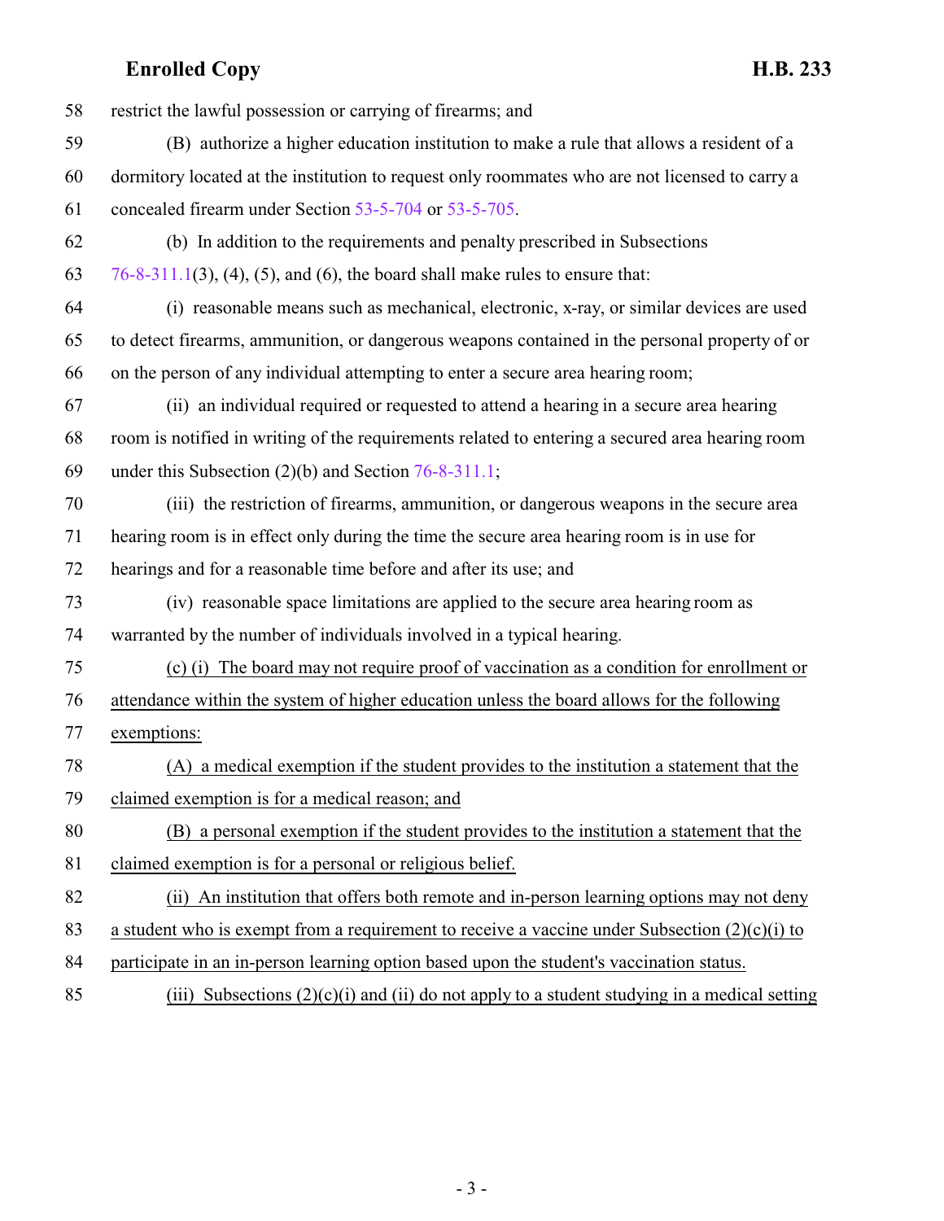58 restrict the lawful possession or carrying of firearms; and

59 (B) authorize a higher education institution to make a rule that allows a resident of a
60 dormitory located at the institution to request only roommates who are not licensed to carry a
61 concealed firearm under Section 53-5-704 or 53-5-705.

62 (b) In addition to the requirements and penalty prescribed in Subsections
63 76-8-311.1(3), (4), (5), and (6), the board shall make rules to ensure that:

64 (i) reasonable means such as mechanical, electronic, x-ray, or similar devices are used
65 to detect firearms, ammunition, or dangerous weapons contained in the personal property of or
66 on the person of any individual attempting to enter a secure area hearing room;

67 (ii) an individual required or requested to attend a hearing in a secure area hearing
68 room is notified in writing of the requirements related to entering a secured area hearing room
69 under this Subsection (2)(b) and Section 76-8-311.1;

70 (iii) the restriction of firearms, ammunition, or dangerous weapons in the secure area
71 hearing room is in effect only during the time the secure area hearing room is in use for
72 hearings and for a reasonable time before and after its use; and

73 (iv) reasonable space limitations are applied to the secure area hearing room as
74 warranted by the number of individuals involved in a typical hearing.

75 <u>(c) (i) The board may not require proof of vaccination as a condition for enrollment or</u>
76 <u>attendance within the system of higher education unless the board allows for the following</u>
77 <u>exemptions:</u>

78 <u>(A) a medical exemption if the student provides to the institution a statement that the</u>
79 <u>claimed exemption is for a medical reason; and</u>

80 <u>(B) a personal exemption if the student provides to the institution a statement that the</u>
81 <u>claimed exemption is for a personal or religious belief.</u>

82 <u>(ii) An institution that offers both remote and in-person learning options may not deny</u>
83 <u>a student who is exempt from a requirement to receive a vaccine under Subsection (2)(c)(i) to</u>
84 <u>participate in an in-person learning option based upon the student's vaccination status.</u>

85 <u>(iii) Subsections (2)(c)(i) and (ii) do not apply to a student studying in a medical setting</u>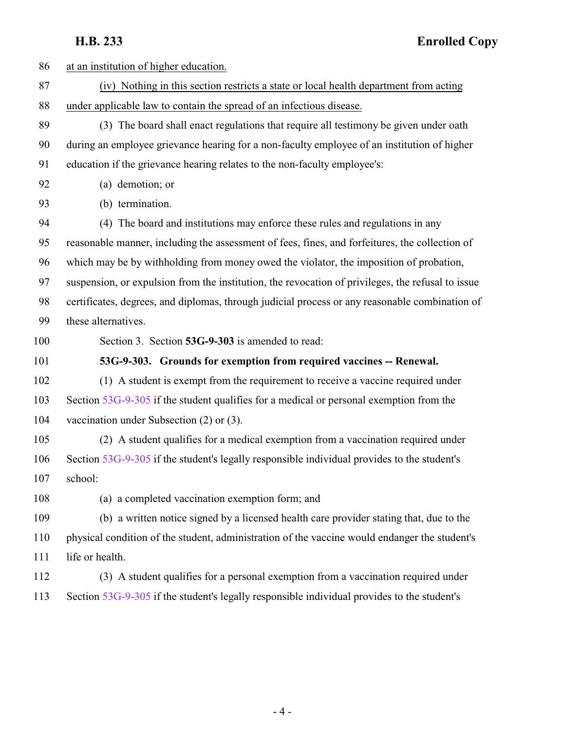at an institution of higher education.

(iv) Nothing in this section restricts a state or local health department from acting under applicable law to contain the spread of an infectious disease.

(3) The board shall enact regulations that require all testimony be given under oath during an employee grievance hearing for a non-faculty employee of an institution of higher education if the grievance hearing relates to the non-faculty employee's:

(a) demotion; or

(b) termination.

(4) The board and institutions may enforce these rules and regulations in any reasonable manner, including the assessment of fees, fines, and forfeitures, the collection of which may be by withholding from money owed the violator, the imposition of probation, suspension, or expulsion from the institution, the revocation of privileges, the refusal to issue certificates, degrees, and diplomas, through judicial process or any reasonable combination of these alternatives.

Section 3. Section **53G-9-303** is amended to read:

**53G-9-303. Grounds for exemption from required vaccines -- Renewal.**

(1) A student is exempt from the requirement to receive a vaccine required under Section 53G-9-305 if the student qualifies for a medical or personal exemption from the vaccination under Subsection (2) or (3).

(2) A student qualifies for a medical exemption from a vaccination required under Section 53G-9-305 if the student's legally responsible individual provides to the student's school:

(a) a completed vaccination exemption form; and

(b) a written notice signed by a licensed health care provider stating that, due to the physical condition of the student, administration of the vaccine would endanger the student's life or health.

(3) A student qualifies for a personal exemption from a vaccination required under Section 53G-9-305 if the student's legally responsible individual provides to the student's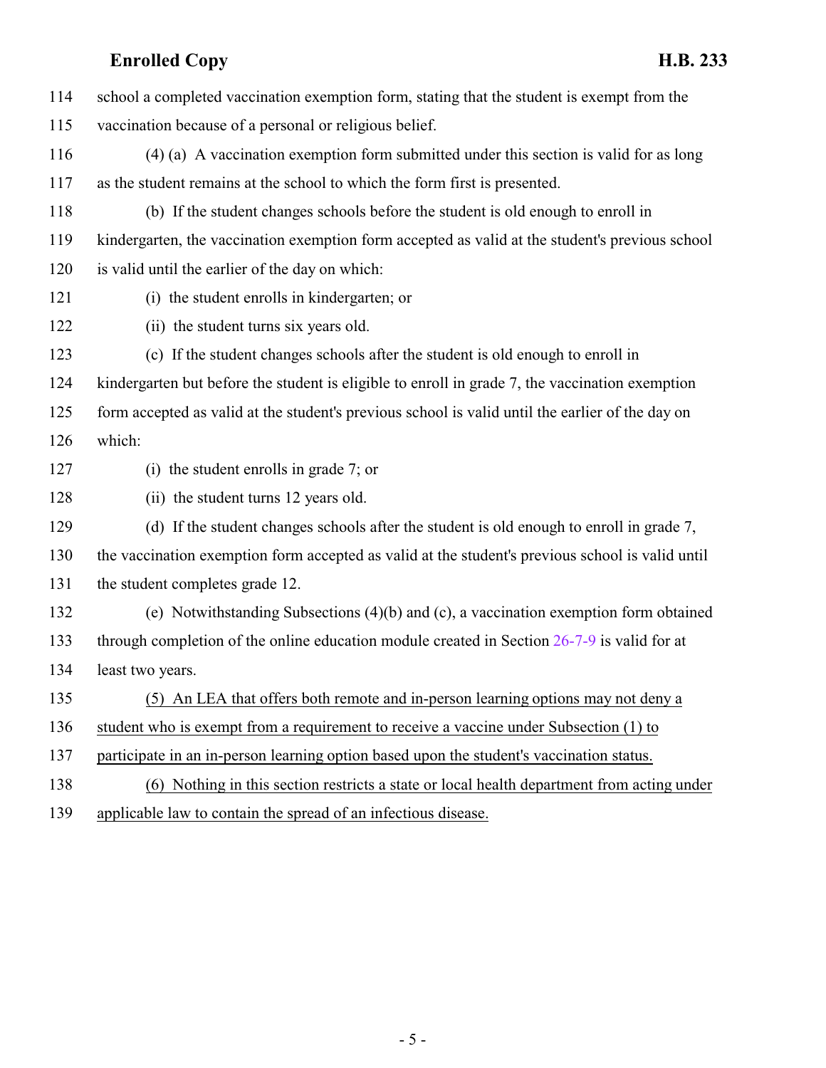school a completed vaccination exemption form, stating that the student is exempt from the vaccination because of a personal or religious belief.

(4) (a) A vaccination exemption form submitted under this section is valid for as long as the student remains at the school to which the form first is presented.

(b) If the student changes schools before the student is old enough to enroll in kindergarten, the vaccination exemption form accepted as valid at the student's previous school is valid until the earlier of the day on which:

(i) the student enrolls in kindergarten; or

(ii) the student turns six years old.

(c) If the student changes schools after the student is old enough to enroll in kindergarten but before the student is eligible to enroll in grade 7, the vaccination exemption form accepted as valid at the student's previous school is valid until the earlier of the day on which:

(i) the student enrolls in grade 7; or

(ii) the student turns 12 years old.

(d) If the student changes schools after the student is old enough to enroll in grade 7, the vaccination exemption form accepted as valid at the student's previous school is valid until the student completes grade 12.

(e) Notwithstanding Subsections (4)(b) and (c), a vaccination exemption form obtained through completion of the online education module created in Section 26-7-9 is valid for at least two years.

<u>(5) An LEA that offers both remote and in-person learning options may not deny a student who is exempt from a requirement to receive a vaccine under Subsection (1) to participate in an in-person learning option based upon the student's vaccination status.</u>

<u>(6) Nothing in this section restricts a state or local health department from acting under applicable law to contain the spread of an infectious disease.</u>